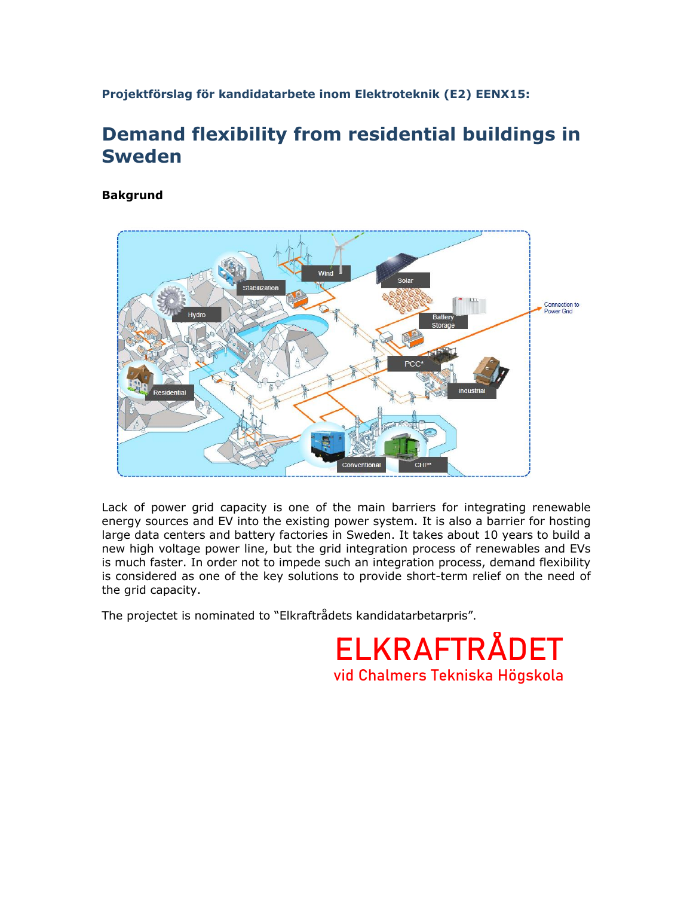**Projektförslag för kandidatarbete inom Elektroteknik (E2) EENX15:**

# Demand flexibility from residential buildings in Sweden

**Bakgrund**

Lack of power grid capacity is one of the main barriers for integrating renewable energy sources and EV into the existing power system. It is also a barrier for hosting large data centers and battery factories in Sweden. It takes about 10 years to build a new high voltage power line, but the grid integration process of renewables and EVs is much faster. In order not to impede such an integration process, demand flexibility is considered as one of the key solutions to provide short-term relief on the need of the grid capacity.

The projectet is nominated to "Elkraftrådets kandidatarbetarpris".

ELKRAFTRÅDET
vid Chalmers Tekniska Högskola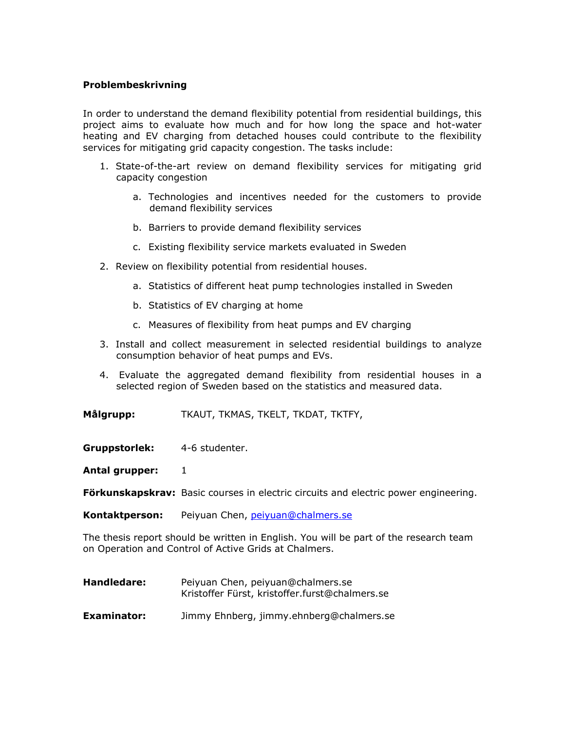**Problembeskrivning**

In order to understand the demand flexibility potential from residential buildings, this project aims to evaluate how much and for how long the space and hot-water heating and EV charging from detached houses could contribute to the flexibility services for mitigating grid capacity congestion. The tasks include:

1. State-of-the-art review on demand flexibility services for mitigating grid capacity congestion
    a. Technologies and incentives needed for the customers to provide demand flexibility services
    b. Barriers to provide demand flexibility services
    c. Existing flexibility service markets evaluated in Sweden
2. Review on flexibility potential from residential houses.
    a. Statistics of different heat pump technologies installed in Sweden
    b. Statistics of EV charging at home
    c. Measures of flexibility from heat pumps and EV charging
3. Install and collect measurement in selected residential buildings to analyze consumption behavior of heat pumps and EVs.
4. Evaluate the aggregated demand flexibility from residential houses in a selected region of Sweden based on the statistics and measured data.

**Målgrupp:** TKAUT, TKMAS, TKELT, TKDAT, TKTFY,

**Gruppstorlek:** 4-6 studenter.

**Antal grupper:** 1

**Förkunskapskrav:** Basic courses in electric circuits and electric power engineering.

**Kontaktperson:** Peiyuan Chen, peiyuan@chalmers.se

The thesis report should be written in English. You will be part of the research team on Operation and Control of Active Grids at Chalmers.

**Handledare:** Peiyuan Chen, peiyuan@chalmers.se
Kristoffer Fürst, kristoffer.furst@chalmers.se

**Examinator:** Jimmy Ehnberg, jimmy.ehnberg@chalmers.se